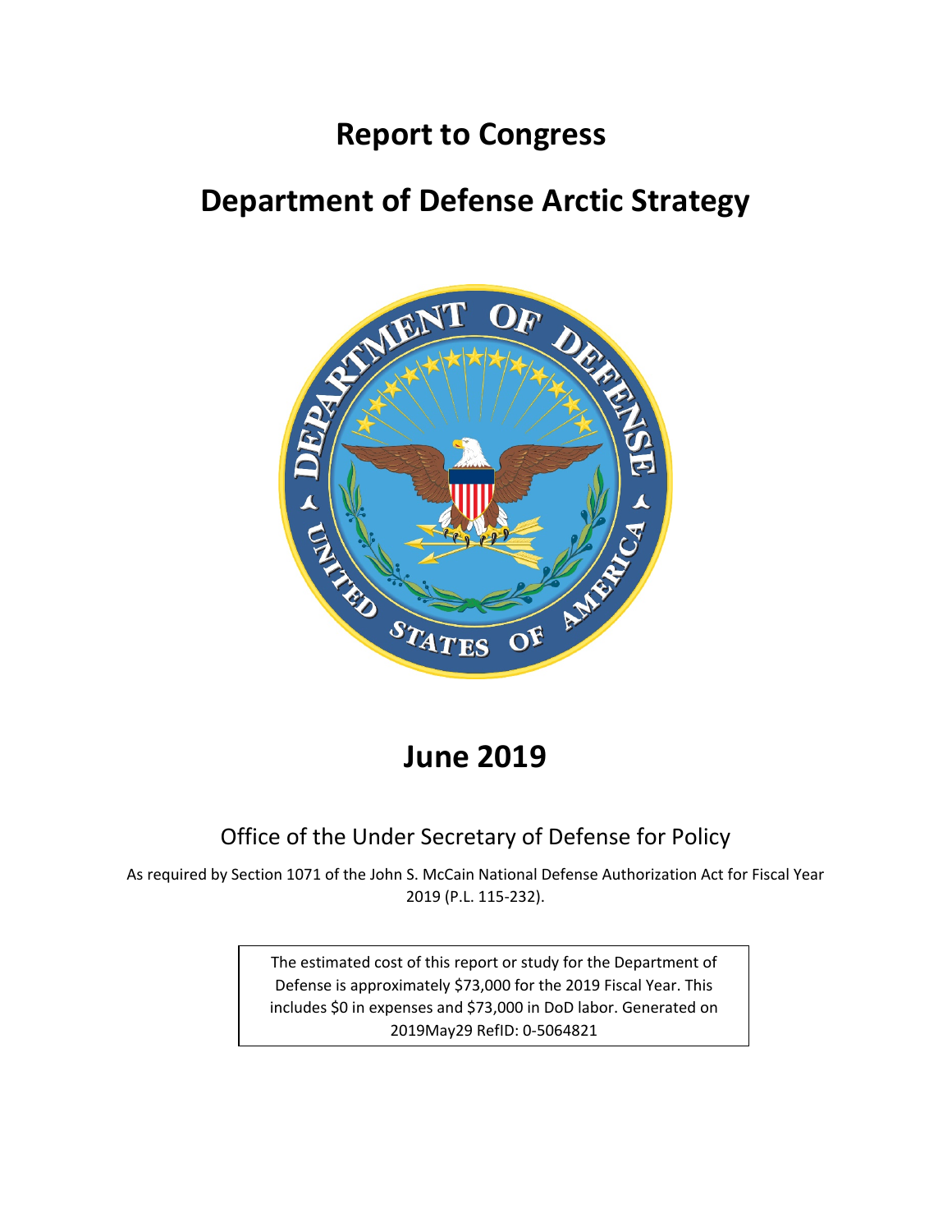# Report to Congress

# Department of Defense Arctic Strategy

# June 2019

Office of the Under Secretary of Defense for Policy

As required by Section 1071 of the John S. McCain National Defense Authorization Act for Fiscal Year 2019 (P.L. 115-232).

The estimated cost of this report or study for the Department of Defense is approximately $73,000 for the 2019 Fiscal Year. This includes $0 in expenses and $73,000 in DoD labor. Generated on 2019May29 RefID: 0-5064821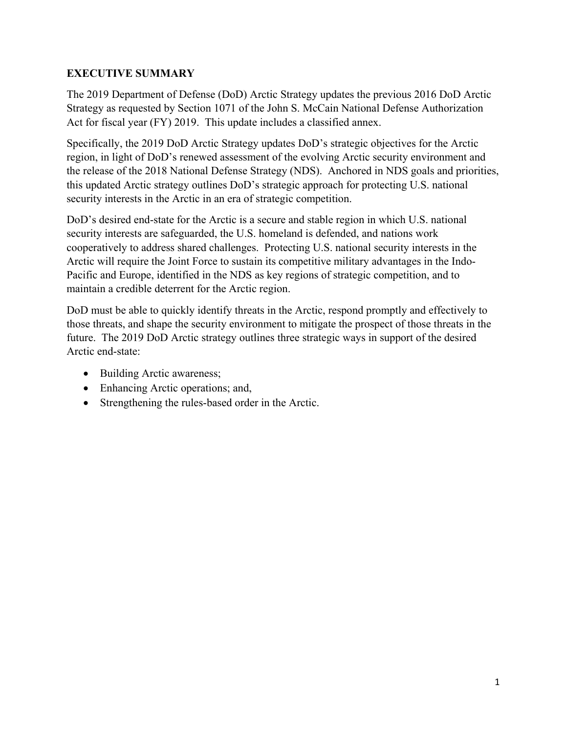## EXECUTIVE SUMMARY

The 2019 Department of Defense (DoD) Arctic Strategy updates the previous 2016 DoD Arctic Strategy as requested by Section 1071 of the John S. McCain National Defense Authorization Act for fiscal year (FY) 2019. This update includes a classified annex.

Specifically, the 2019 DoD Arctic Strategy updates DoD's strategic objectives for the Arctic region, in light of DoD's renewed assessment of the evolving Arctic security environment and the release of the 2018 National Defense Strategy (NDS). Anchored in NDS goals and priorities, this updated Arctic strategy outlines DoD's strategic approach for protecting U.S. national security interests in the Arctic in an era of strategic competition.

DoD's desired end-state for the Arctic is a secure and stable region in which U.S. national security interests are safeguarded, the U.S. homeland is defended, and nations work cooperatively to address shared challenges. Protecting U.S. national security interests in the Arctic will require the Joint Force to sustain its competitive military advantages in the Indo-Pacific and Europe, identified in the NDS as key regions of strategic competition, and to maintain a credible deterrent for the Arctic region.

DoD must be able to quickly identify threats in the Arctic, respond promptly and effectively to those threats, and shape the security environment to mitigate the prospect of those threats in the future. The 2019 DoD Arctic strategy outlines three strategic ways in support of the desired Arctic end-state:

- Building Arctic awareness;
- Enhancing Arctic operations; and,
- Strengthening the rules-based order in the Arctic.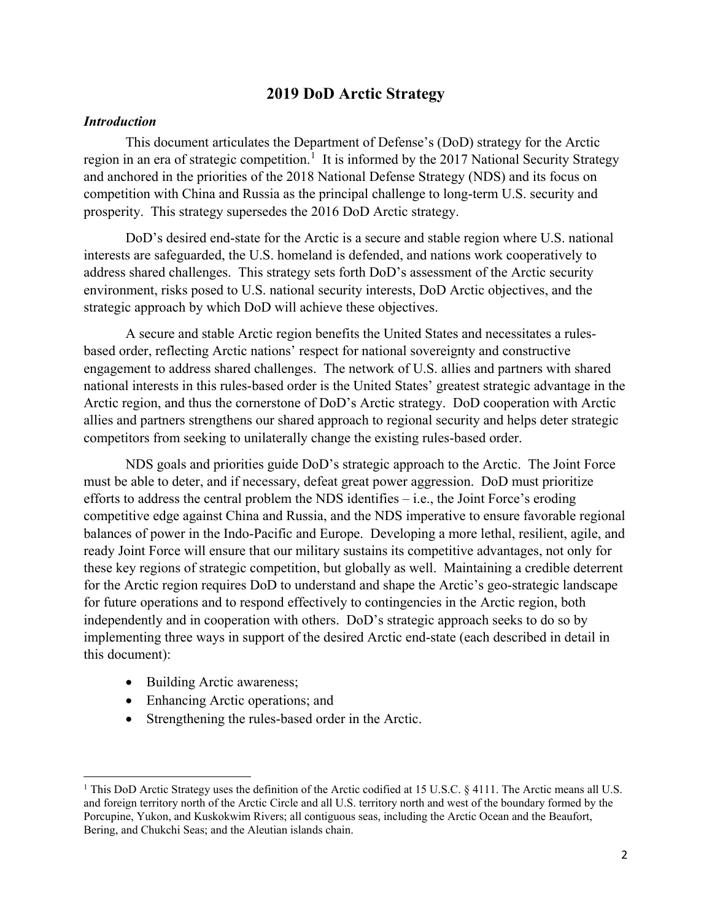# 2019 DoD Arctic Strategy

### *Introduction*

This document articulates the Department of Defense's (DoD) strategy for the Arctic region in an era of strategic competition.[1] It is informed by the 2017 National Security Strategy and anchored in the priorities of the 2018 National Defense Strategy (NDS) and its focus on competition with China and Russia as the principal challenge to long-term U.S. security and prosperity. This strategy supersedes the 2016 DoD Arctic strategy.

DoD's desired end-state for the Arctic is a secure and stable region where U.S. national interests are safeguarded, the U.S. homeland is defended, and nations work cooperatively to address shared challenges. This strategy sets forth DoD's assessment of the Arctic security environment, risks posed to U.S. national security interests, DoD Arctic objectives, and the strategic approach by which DoD will achieve these objectives.

A secure and stable Arctic region benefits the United States and necessitates a rules-based order, reflecting Arctic nations' respect for national sovereignty and constructive engagement to address shared challenges. The network of U.S. allies and partners with shared national interests in this rules-based order is the United States' greatest strategic advantage in the Arctic region, and thus the cornerstone of DoD's Arctic strategy. DoD cooperation with Arctic allies and partners strengthens our shared approach to regional security and helps deter strategic competitors from seeking to unilaterally change the existing rules-based order.

NDS goals and priorities guide DoD's strategic approach to the Arctic. The Joint Force must be able to deter, and if necessary, defeat great power aggression. DoD must prioritize efforts to address the central problem the NDS identifies – i.e., the Joint Force's eroding competitive edge against China and Russia, and the NDS imperative to ensure favorable regional balances of power in the Indo-Pacific and Europe. Developing a more lethal, resilient, agile, and ready Joint Force will ensure that our military sustains its competitive advantages, not only for these key regions of strategic competition, but globally as well. Maintaining a credible deterrent for the Arctic region requires DoD to understand and shape the Arctic's geo-strategic landscape for future operations and to respond effectively to contingencies in the Arctic region, both independently and in cooperation with others. DoD's strategic approach seeks to do so by implementing three ways in support of the desired Arctic end-state (each described in detail in this document):

- Building Arctic awareness;
- Enhancing Arctic operations; and
- Strengthening the rules-based order in the Arctic.

---

[1] This DoD Arctic Strategy uses the definition of the Arctic codified at 15 U.S.C. § 4111. The Arctic means all U.S. and foreign territory north of the Arctic Circle and all U.S. territory north and west of the boundary formed by the Porcupine, Yukon, and Kuskokwim Rivers; all contiguous seas, including the Arctic Ocean and the Beaufort, Bering, and Chukchi Seas; and the Aleutian islands chain.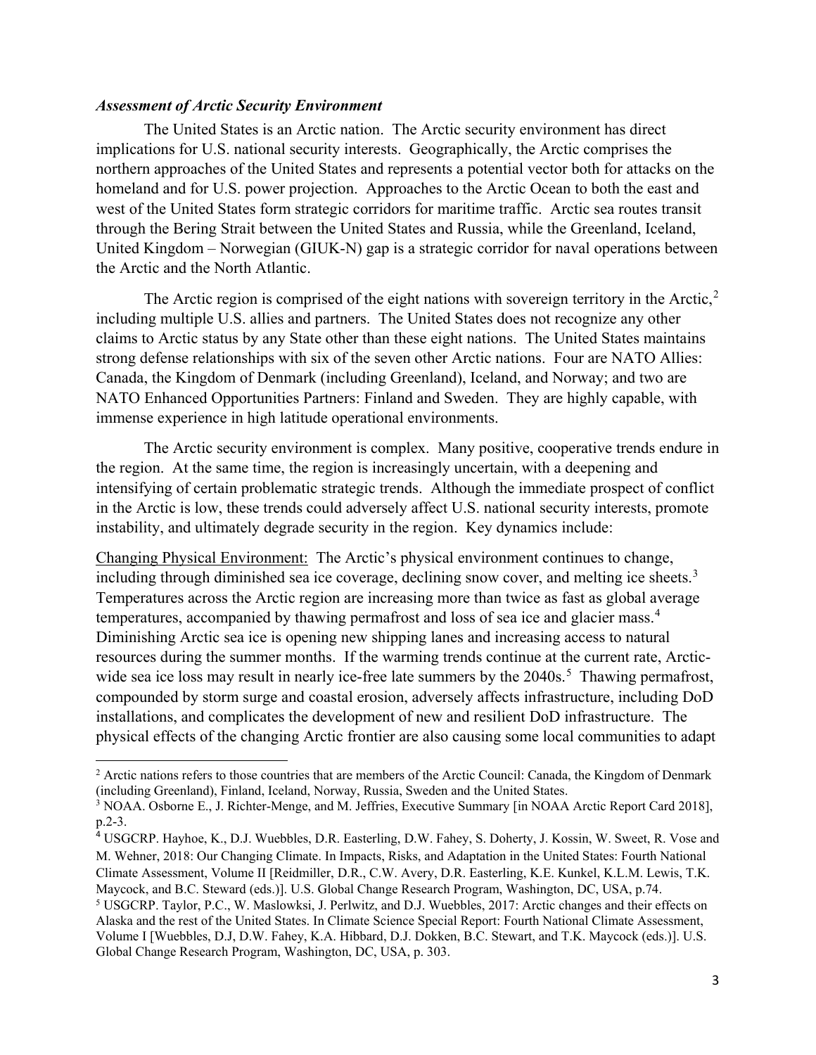### *Assessment of Arctic Security Environment*

The United States is an Arctic nation. The Arctic security environment has direct implications for U.S. national security interests. Geographically, the Arctic comprises the northern approaches of the United States and represents a potential vector both for attacks on the homeland and for U.S. power projection. Approaches to the Arctic Ocean to both the east and west of the United States form strategic corridors for maritime traffic. Arctic sea routes transit through the Bering Strait between the United States and Russia, while the Greenland, Iceland, United Kingdom – Norwegian (GIUK-N) gap is a strategic corridor for naval operations between the Arctic and the North Atlantic.

The Arctic region is comprised of the eight nations with sovereign territory in the Arctic,[2] including multiple U.S. allies and partners. The United States does not recognize any other claims to Arctic status by any State other than these eight nations. The United States maintains strong defense relationships with six of the seven other Arctic nations. Four are NATO Allies: Canada, the Kingdom of Denmark (including Greenland), Iceland, and Norway; and two are NATO Enhanced Opportunities Partners: Finland and Sweden. They are highly capable, with immense experience in high latitude operational environments.

The Arctic security environment is complex. Many positive, cooperative trends endure in the region. At the same time, the region is increasingly uncertain, with a deepening and intensifying of certain problematic strategic trends. Although the immediate prospect of conflict in the Arctic is low, these trends could adversely affect U.S. national security interests, promote instability, and ultimately degrade security in the region. Key dynamics include:

<u>Changing Physical Environment:</u> The Arctic's physical environment continues to change, including through diminished sea ice coverage, declining snow cover, and melting ice sheets.[3] Temperatures across the Arctic region are increasing more than twice as fast as global average temperatures, accompanied by thawing permafrost and loss of sea ice and glacier mass.[4] Diminishing Arctic sea ice is opening new shipping lanes and increasing access to natural resources during the summer months. If the warming trends continue at the current rate, Arctic-wide sea ice loss may result in nearly ice-free late summers by the 2040s.[5] Thawing permafrost, compounded by storm surge and coastal erosion, adversely affects infrastructure, including DoD installations, and complicates the development of new and resilient DoD infrastructure. The physical effects of the changing Arctic frontier are also causing some local communities to adapt

---

[2] Arctic nations refers to those countries that are members of the Arctic Council: Canada, the Kingdom of Denmark (including Greenland), Finland, Iceland, Norway, Russia, Sweden and the United States.

[3] NOAA. Osborne E., J. Richter-Menge, and M. Jeffries, Executive Summary [in NOAA Arctic Report Card 2018], p.2-3.

[4] USGCRP. Hayhoe, K., D.J. Wuebbles, D.R. Easterling, D.W. Fahey, S. Doherty, J. Kossin, W. Sweet, R. Vose and M. Wehner, 2018: Our Changing Climate. In Impacts, Risks, and Adaptation in the United States: Fourth National Climate Assessment, Volume II [Reidmiller, D.R., C.W. Avery, D.R. Easterling, K.E. Kunkel, K.L.M. Lewis, T.K. Maycock, and B.C. Steward (eds.)]. U.S. Global Change Research Program, Washington, DC, USA, p.74.

[5] USGCRP. Taylor, P.C., W. Maslowksi, J. Perlwitz, and D.J. Wuebbles, 2017: Arctic changes and their effects on Alaska and the rest of the United States. In Climate Science Special Report: Fourth National Climate Assessment, Volume I [Wuebbles, D.J, D.W. Fahey, K.A. Hibbard, D.J. Dokken, B.C. Stewart, and T.K. Maycock (eds.)]. U.S. Global Change Research Program, Washington, DC, USA, p. 303.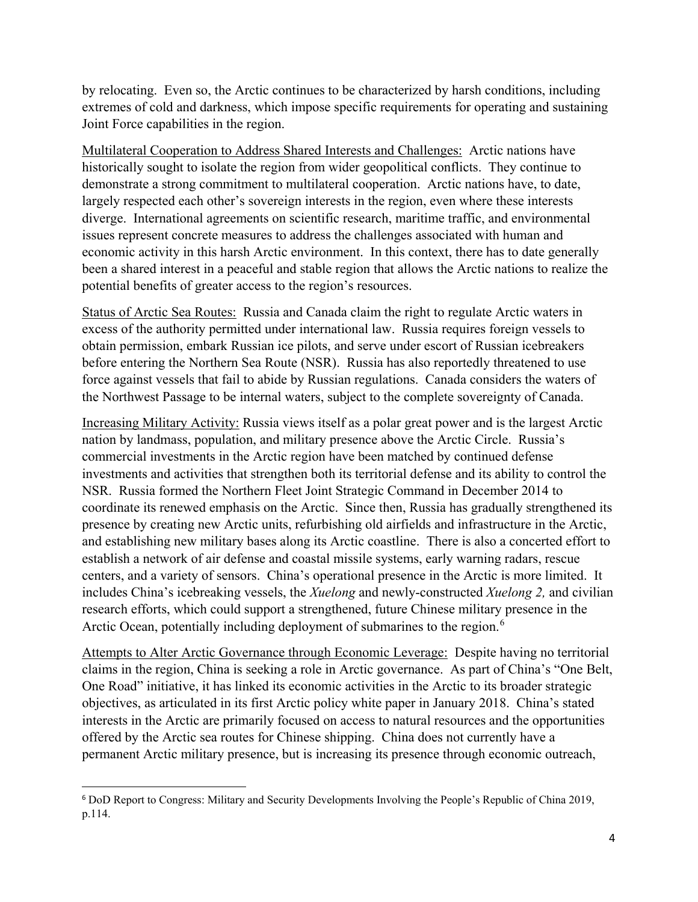by relocating. Even so, the Arctic continues to be characterized by harsh conditions, including extremes of cold and darkness, which impose specific requirements for operating and sustaining Joint Force capabilities in the region.

Multilateral Cooperation to Address Shared Interests and Challenges: Arctic nations have historically sought to isolate the region from wider geopolitical conflicts. They continue to demonstrate a strong commitment to multilateral cooperation. Arctic nations have, to date, largely respected each other's sovereign interests in the region, even where these interests diverge. International agreements on scientific research, maritime traffic, and environmental issues represent concrete measures to address the challenges associated with human and economic activity in this harsh Arctic environment. In this context, there has to date generally been a shared interest in a peaceful and stable region that allows the Arctic nations to realize the potential benefits of greater access to the region's resources.

Status of Arctic Sea Routes: Russia and Canada claim the right to regulate Arctic waters in excess of the authority permitted under international law. Russia requires foreign vessels to obtain permission, embark Russian ice pilots, and serve under escort of Russian icebreakers before entering the Northern Sea Route (NSR). Russia has also reportedly threatened to use force against vessels that fail to abide by Russian regulations. Canada considers the waters of the Northwest Passage to be internal waters, subject to the complete sovereignty of Canada.

Increasing Military Activity: Russia views itself as a polar great power and is the largest Arctic nation by landmass, population, and military presence above the Arctic Circle. Russia's commercial investments in the Arctic region have been matched by continued defense investments and activities that strengthen both its territorial defense and its ability to control the NSR. Russia formed the Northern Fleet Joint Strategic Command in December 2014 to coordinate its renewed emphasis on the Arctic. Since then, Russia has gradually strengthened its presence by creating new Arctic units, refurbishing old airfields and infrastructure in the Arctic, and establishing new military bases along its Arctic coastline. There is also a concerted effort to establish a network of air defense and coastal missile systems, early warning radars, rescue centers, and a variety of sensors. China's operational presence in the Arctic is more limited. It includes China's icebreaking vessels, the *Xuelong* and newly-constructed *Xuelong 2,* and civilian research efforts, which could support a strengthened, future Chinese military presence in the Arctic Ocean, potentially including deployment of submarines to the region.[6]

Attempts to Alter Arctic Governance through Economic Leverage: Despite having no territorial claims in the region, China is seeking a role in Arctic governance. As part of China's "One Belt, One Road" initiative, it has linked its economic activities in the Arctic to its broader strategic objectives, as articulated in its first Arctic policy white paper in January 2018. China's stated interests in the Arctic are primarily focused on access to natural resources and the opportunities offered by the Arctic sea routes for Chinese shipping. China does not currently have a permanent Arctic military presence, but is increasing its presence through economic outreach,

---

[6] DoD Report to Congress: Military and Security Developments Involving the People's Republic of China 2019, p.114.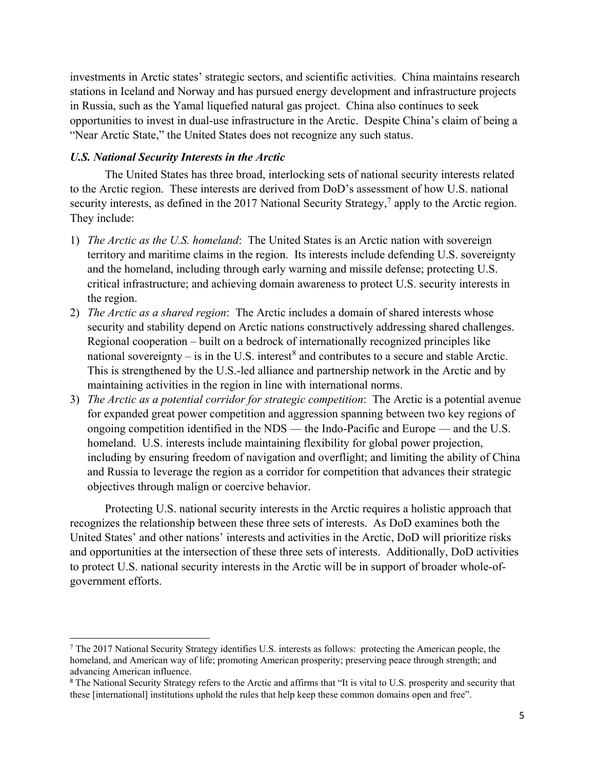investments in Arctic states' strategic sectors, and scientific activities. China maintains research stations in Iceland and Norway and has pursued energy development and infrastructure projects in Russia, such as the Yamal liquefied natural gas project. China also continues to seek opportunities to invest in dual-use infrastructure in the Arctic. Despite China's claim of being a "Near Arctic State," the United States does not recognize any such status.

### *U.S. National Security Interests in the Arctic*

The United States has three broad, interlocking sets of national security interests related to the Arctic region. These interests are derived from DoD's assessment of how U.S. national security interests, as defined in the 2017 National Security Strategy,[7] apply to the Arctic region. They include:

1) *The Arctic as the U.S. homeland*: The United States is an Arctic nation with sovereign territory and maritime claims in the region. Its interests include defending U.S. sovereignty and the homeland, including through early warning and missile defense; protecting U.S. critical infrastructure; and achieving domain awareness to protect U.S. security interests in the region.
2) *The Arctic as a shared region*: The Arctic includes a domain of shared interests whose security and stability depend on Arctic nations constructively addressing shared challenges. Regional cooperation – built on a bedrock of internationally recognized principles like national sovereignty – is in the U.S. interest[8] and contributes to a secure and stable Arctic. This is strengthened by the U.S.-led alliance and partnership network in the Arctic and by maintaining activities in the region in line with international norms.
3) *The Arctic as a potential corridor for strategic competition*: The Arctic is a potential avenue for expanded great power competition and aggression spanning between two key regions of ongoing competition identified in the NDS — the Indo-Pacific and Europe — and the U.S. homeland. U.S. interests include maintaining flexibility for global power projection, including by ensuring freedom of navigation and overflight; and limiting the ability of China and Russia to leverage the region as a corridor for competition that advances their strategic objectives through malign or coercive behavior.

Protecting U.S. national security interests in the Arctic requires a holistic approach that recognizes the relationship between these three sets of interests. As DoD examines both the United States' and other nations' interests and activities in the Arctic, DoD will prioritize risks and opportunities at the intersection of these three sets of interests. Additionally, DoD activities to protect U.S. national security interests in the Arctic will be in support of broader whole-of-government efforts.

---

[7] The 2017 National Security Strategy identifies U.S. interests as follows: protecting the American people, the homeland, and American way of life; promoting American prosperity; preserving peace through strength; and advancing American influence.

[8] The National Security Strategy refers to the Arctic and affirms that "It is vital to U.S. prosperity and security that these [international] institutions uphold the rules that help keep these common domains open and free".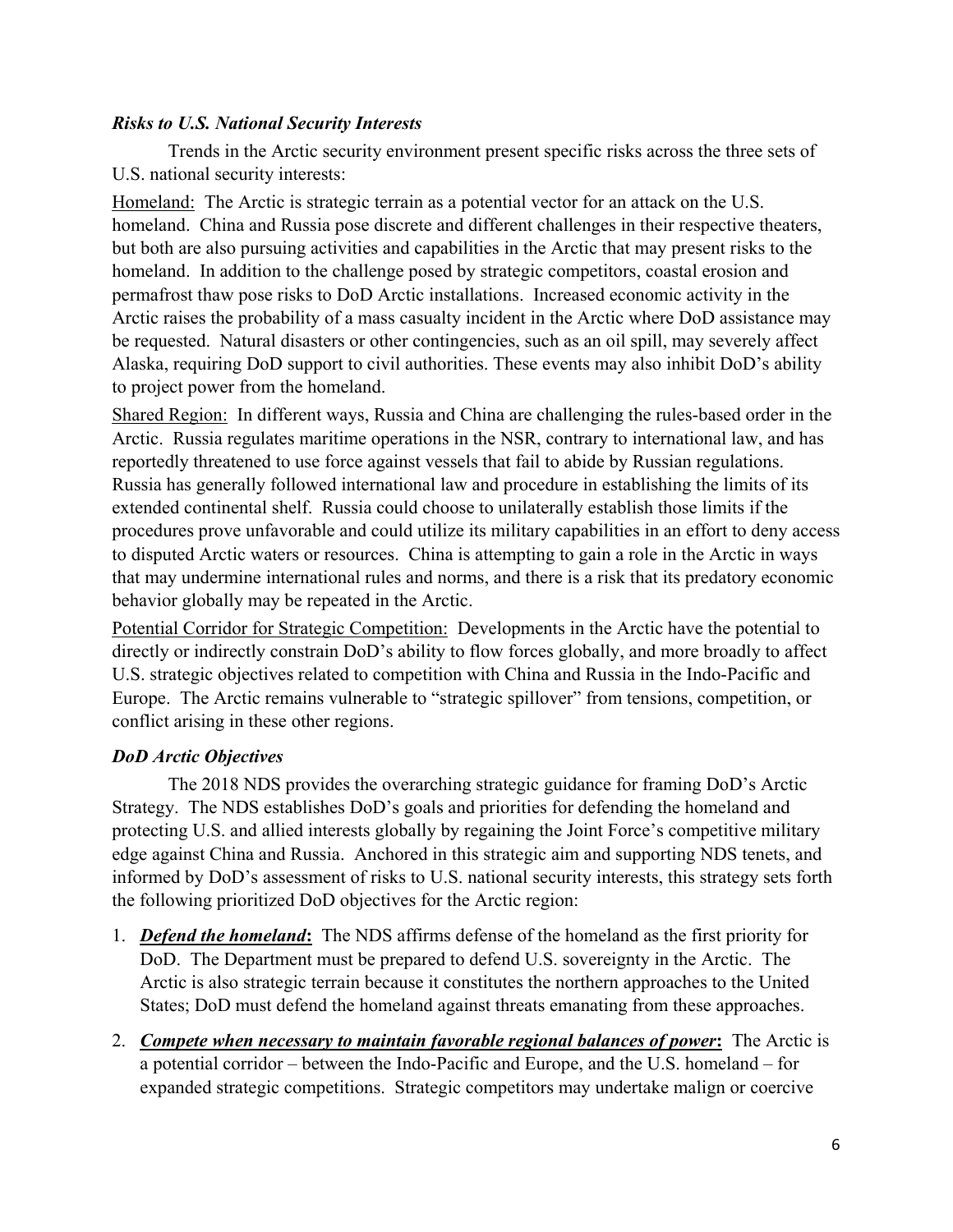### *Risks to U.S. National Security Interests*

Trends in the Arctic security environment present specific risks across the three sets of U.S. national security interests:

Homeland: The Arctic is strategic terrain as a potential vector for an attack on the U.S. homeland. China and Russia pose discrete and different challenges in their respective theaters, but both are also pursuing activities and capabilities in the Arctic that may present risks to the homeland. In addition to the challenge posed by strategic competitors, coastal erosion and permafrost thaw pose risks to DoD Arctic installations. Increased economic activity in the Arctic raises the probability of a mass casualty incident in the Arctic where DoD assistance may be requested. Natural disasters or other contingencies, such as an oil spill, may severely affect Alaska, requiring DoD support to civil authorities. These events may also inhibit DoD's ability to project power from the homeland.

Shared Region: In different ways, Russia and China are challenging the rules-based order in the Arctic. Russia regulates maritime operations in the NSR, contrary to international law, and has reportedly threatened to use force against vessels that fail to abide by Russian regulations. Russia has generally followed international law and procedure in establishing the limits of its extended continental shelf. Russia could choose to unilaterally establish those limits if the procedures prove unfavorable and could utilize its military capabilities in an effort to deny access to disputed Arctic waters or resources. China is attempting to gain a role in the Arctic in ways that may undermine international rules and norms, and there is a risk that its predatory economic behavior globally may be repeated in the Arctic.

Potential Corridor for Strategic Competition: Developments in the Arctic have the potential to directly or indirectly constrain DoD's ability to flow forces globally, and more broadly to affect U.S. strategic objectives related to competition with China and Russia in the Indo-Pacific and Europe. The Arctic remains vulnerable to "strategic spillover" from tensions, competition, or conflict arising in these other regions.

### *DoD Arctic Objectives*

The 2018 NDS provides the overarching strategic guidance for framing DoD's Arctic Strategy. The NDS establishes DoD's goals and priorities for defending the homeland and protecting U.S. and allied interests globally by regaining the Joint Force's competitive military edge against China and Russia. Anchored in this strategic aim and supporting NDS tenets, and informed by DoD's assessment of risks to U.S. national security interests, this strategy sets forth the following prioritized DoD objectives for the Arctic region:

1. ***Defend the homeland*:** The NDS affirms defense of the homeland as the first priority for DoD. The Department must be prepared to defend U.S. sovereignty in the Arctic. The Arctic is also strategic terrain because it constitutes the northern approaches to the United States; DoD must defend the homeland against threats emanating from these approaches.
2. ***Compete when necessary to maintain favorable regional balances of power*:** The Arctic is a potential corridor – between the Indo-Pacific and Europe, and the U.S. homeland – for expanded strategic competitions. Strategic competitors may undertake malign or coercive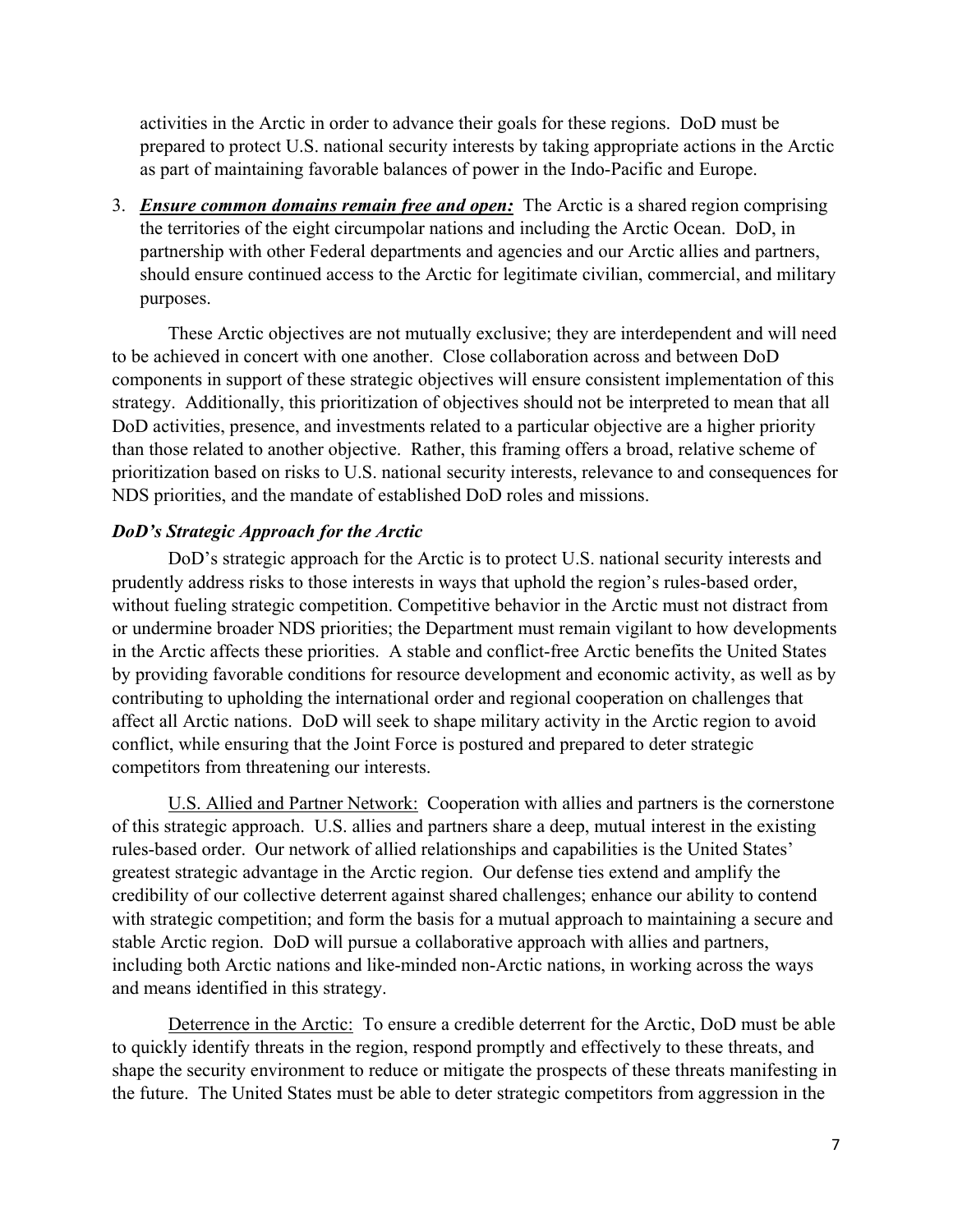activities in the Arctic in order to advance their goals for these regions. DoD must be prepared to protect U.S. national security interests by taking appropriate actions in the Arctic as part of maintaining favorable balances of power in the Indo-Pacific and Europe.

3. ***Ensure common domains remain free and open:*** The Arctic is a shared region comprising the territories of the eight circumpolar nations and including the Arctic Ocean. DoD, in partnership with other Federal departments and agencies and our Arctic allies and partners, should ensure continued access to the Arctic for legitimate civilian, commercial, and military purposes.

These Arctic objectives are not mutually exclusive; they are interdependent and will need to be achieved in concert with one another. Close collaboration across and between DoD components in support of these strategic objectives will ensure consistent implementation of this strategy. Additionally, this prioritization of objectives should not be interpreted to mean that all DoD activities, presence, and investments related to a particular objective are a higher priority than those related to another objective. Rather, this framing offers a broad, relative scheme of prioritization based on risks to U.S. national security interests, relevance to and consequences for NDS priorities, and the mandate of established DoD roles and missions.

### *DoD's Strategic Approach for the Arctic*

DoD's strategic approach for the Arctic is to protect U.S. national security interests and prudently address risks to those interests in ways that uphold the region's rules-based order, without fueling strategic competition. Competitive behavior in the Arctic must not distract from or undermine broader NDS priorities; the Department must remain vigilant to how developments in the Arctic affects these priorities. A stable and conflict-free Arctic benefits the United States by providing favorable conditions for resource development and economic activity, as well as by contributing to upholding the international order and regional cooperation on challenges that affect all Arctic nations. DoD will seek to shape military activity in the Arctic region to avoid conflict, while ensuring that the Joint Force is postured and prepared to deter strategic competitors from threatening our interests.

<u>U.S. Allied and Partner Network:</u> Cooperation with allies and partners is the cornerstone of this strategic approach. U.S. allies and partners share a deep, mutual interest in the existing rules-based order. Our network of allied relationships and capabilities is the United States' greatest strategic advantage in the Arctic region. Our defense ties extend and amplify the credibility of our collective deterrent against shared challenges; enhance our ability to contend with strategic competition; and form the basis for a mutual approach to maintaining a secure and stable Arctic region. DoD will pursue a collaborative approach with allies and partners, including both Arctic nations and like-minded non-Arctic nations, in working across the ways and means identified in this strategy.

<u>Deterrence in the Arctic:</u> To ensure a credible deterrent for the Arctic, DoD must be able to quickly identify threats in the region, respond promptly and effectively to these threats, and shape the security environment to reduce or mitigate the prospects of these threats manifesting in the future. The United States must be able to deter strategic competitors from aggression in the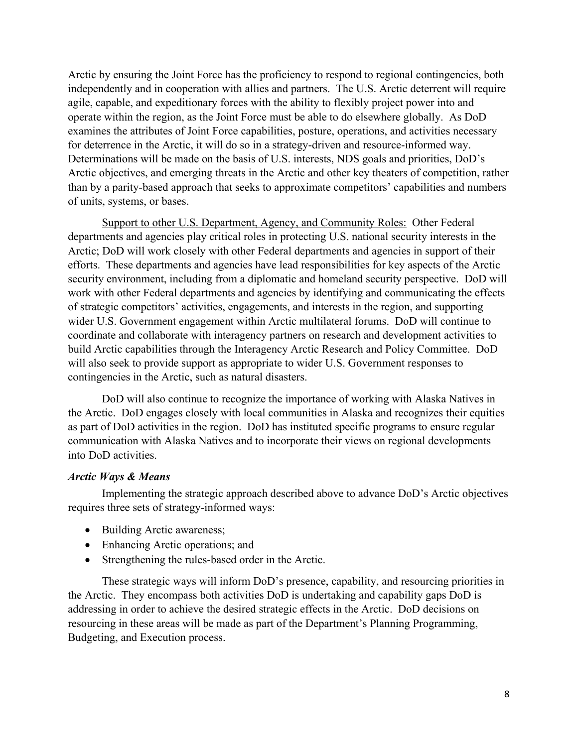Arctic by ensuring the Joint Force has the proficiency to respond to regional contingencies, both independently and in cooperation with allies and partners. The U.S. Arctic deterrent will require agile, capable, and expeditionary forces with the ability to flexibly project power into and operate within the region, as the Joint Force must be able to do elsewhere globally. As DoD examines the attributes of Joint Force capabilities, posture, operations, and activities necessary for deterrence in the Arctic, it will do so in a strategy-driven and resource-informed way. Determinations will be made on the basis of U.S. interests, NDS goals and priorities, DoD's Arctic objectives, and emerging threats in the Arctic and other key theaters of competition, rather than by a parity-based approach that seeks to approximate competitors' capabilities and numbers of units, systems, or bases.

Support to other U.S. Department, Agency, and Community Roles: Other Federal departments and agencies play critical roles in protecting U.S. national security interests in the Arctic; DoD will work closely with other Federal departments and agencies in support of their efforts. These departments and agencies have lead responsibilities for key aspects of the Arctic security environment, including from a diplomatic and homeland security perspective. DoD will work with other Federal departments and agencies by identifying and communicating the effects of strategic competitors' activities, engagements, and interests in the region, and supporting wider U.S. Government engagement within Arctic multilateral forums. DoD will continue to coordinate and collaborate with interagency partners on research and development activities to build Arctic capabilities through the Interagency Arctic Research and Policy Committee. DoD will also seek to provide support as appropriate to wider U.S. Government responses to contingencies in the Arctic, such as natural disasters.

DoD will also continue to recognize the importance of working with Alaska Natives in the Arctic. DoD engages closely with local communities in Alaska and recognizes their equities as part of DoD activities in the region. DoD has instituted specific programs to ensure regular communication with Alaska Natives and to incorporate their views on regional developments into DoD activities.

***Arctic Ways & Means***

Implementing the strategic approach described above to advance DoD's Arctic objectives requires three sets of strategy-informed ways:

- Building Arctic awareness;
- Enhancing Arctic operations; and
- Strengthening the rules-based order in the Arctic.

These strategic ways will inform DoD's presence, capability, and resourcing priorities in the Arctic. They encompass both activities DoD is undertaking and capability gaps DoD is addressing in order to achieve the desired strategic effects in the Arctic. DoD decisions on resourcing in these areas will be made as part of the Department's Planning Programming, Budgeting, and Execution process.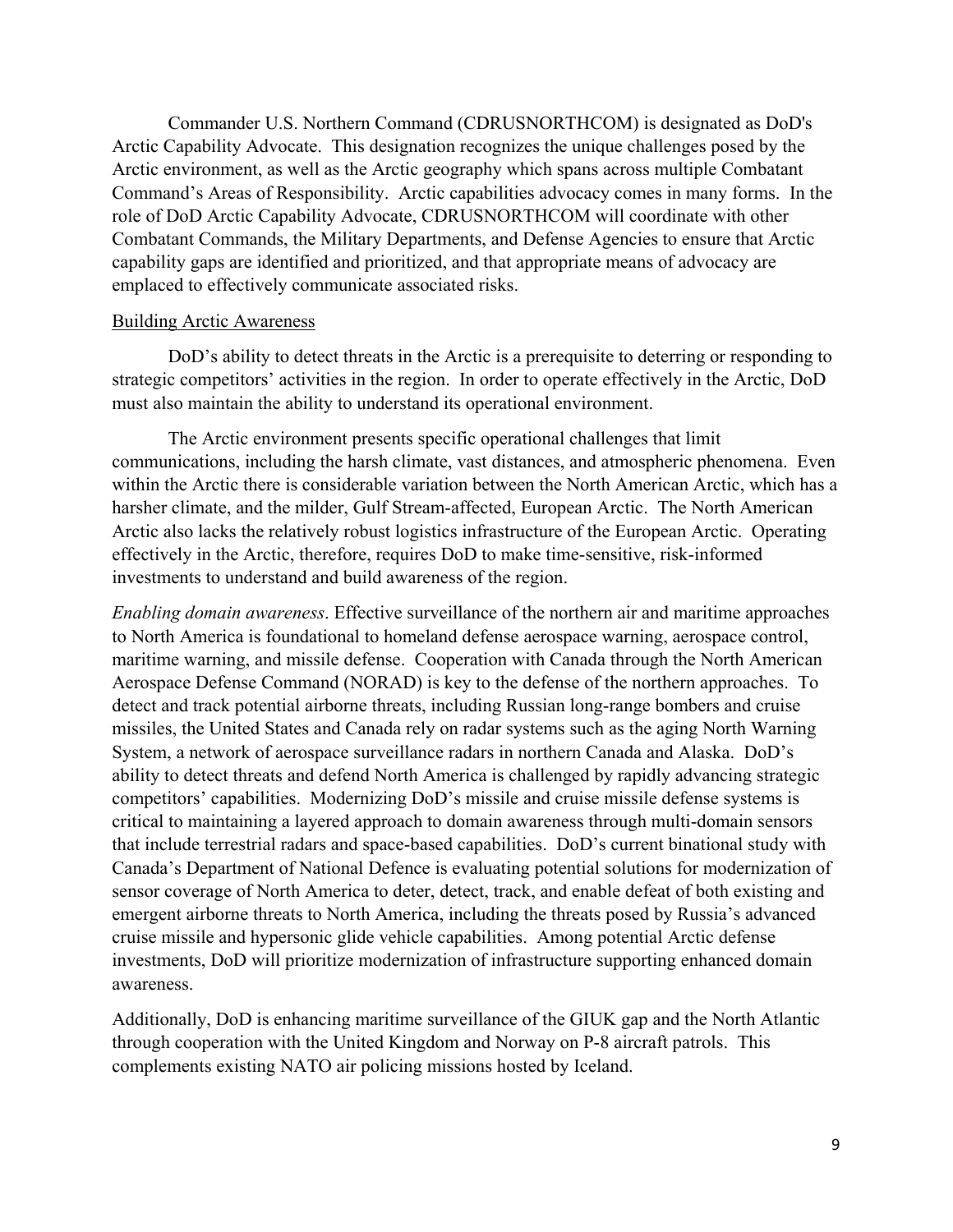Commander U.S. Northern Command (CDRUSNORTHCOM) is designated as DoD's Arctic Capability Advocate. This designation recognizes the unique challenges posed by the Arctic environment, as well as the Arctic geography which spans across multiple Combatant Command's Areas of Responsibility. Arctic capabilities advocacy comes in many forms. In the role of DoD Arctic Capability Advocate, CDRUSNORTHCOM will coordinate with other Combatant Commands, the Military Departments, and Defense Agencies to ensure that Arctic capability gaps are identified and prioritized, and that appropriate means of advocacy are emplaced to effectively communicate associated risks.

## Building Arctic Awareness

DoD's ability to detect threats in the Arctic is a prerequisite to deterring or responding to strategic competitors' activities in the region. In order to operate effectively in the Arctic, DoD must also maintain the ability to understand its operational environment.

The Arctic environment presents specific operational challenges that limit communications, including the harsh climate, vast distances, and atmospheric phenomena. Even within the Arctic there is considerable variation between the North American Arctic, which has a harsher climate, and the milder, Gulf Stream-affected, European Arctic. The North American Arctic also lacks the relatively robust logistics infrastructure of the European Arctic. Operating effectively in the Arctic, therefore, requires DoD to make time-sensitive, risk-informed investments to understand and build awareness of the region.

*Enabling domain awareness*. Effective surveillance of the northern air and maritime approaches to North America is foundational to homeland defense aerospace warning, aerospace control, maritime warning, and missile defense. Cooperation with Canada through the North American Aerospace Defense Command (NORAD) is key to the defense of the northern approaches. To detect and track potential airborne threats, including Russian long-range bombers and cruise missiles, the United States and Canada rely on radar systems such as the aging North Warning System, a network of aerospace surveillance radars in northern Canada and Alaska. DoD's ability to detect threats and defend North America is challenged by rapidly advancing strategic competitors' capabilities. Modernizing DoD's missile and cruise missile defense systems is critical to maintaining a layered approach to domain awareness through multi-domain sensors that include terrestrial radars and space-based capabilities. DoD's current binational study with Canada's Department of National Defence is evaluating potential solutions for modernization of sensor coverage of North America to deter, detect, track, and enable defeat of both existing and emergent airborne threats to North America, including the threats posed by Russia's advanced cruise missile and hypersonic glide vehicle capabilities. Among potential Arctic defense investments, DoD will prioritize modernization of infrastructure supporting enhanced domain awareness.

Additionally, DoD is enhancing maritime surveillance of the GIUK gap and the North Atlantic through cooperation with the United Kingdom and Norway on P-8 aircraft patrols. This complements existing NATO air policing missions hosted by Iceland.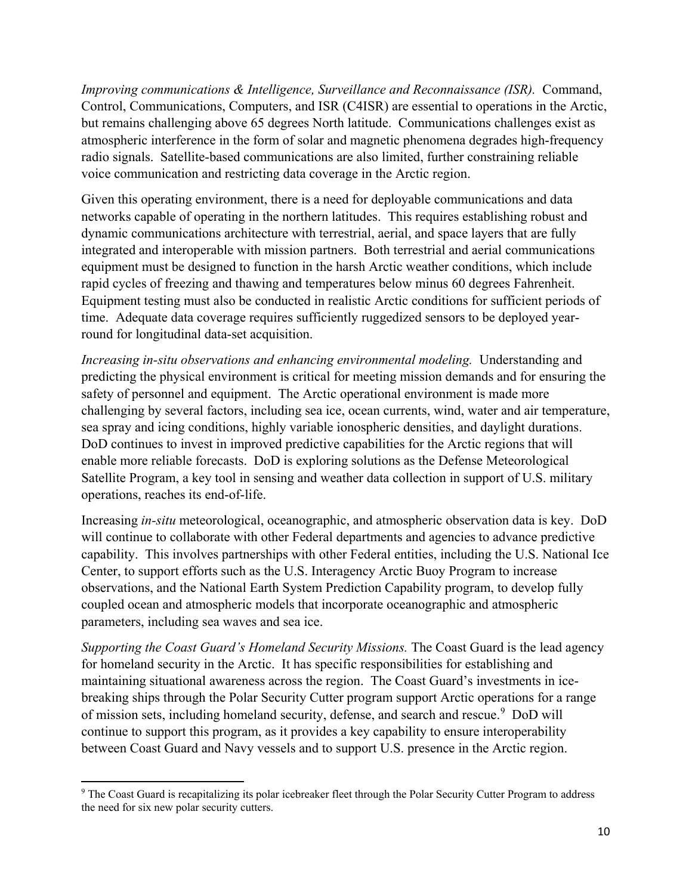*Improving communications & Intelligence, Surveillance and Reconnaissance (ISR).* Command, Control, Communications, Computers, and ISR (C4ISR) are essential to operations in the Arctic, but remains challenging above 65 degrees North latitude. Communications challenges exist as atmospheric interference in the form of solar and magnetic phenomena degrades high-frequency radio signals. Satellite-based communications are also limited, further constraining reliable voice communication and restricting data coverage in the Arctic region.

Given this operating environment, there is a need for deployable communications and data networks capable of operating in the northern latitudes. This requires establishing robust and dynamic communications architecture with terrestrial, aerial, and space layers that are fully integrated and interoperable with mission partners. Both terrestrial and aerial communications equipment must be designed to function in the harsh Arctic weather conditions, which include rapid cycles of freezing and thawing and temperatures below minus 60 degrees Fahrenheit. Equipment testing must also be conducted in realistic Arctic conditions for sufficient periods of time. Adequate data coverage requires sufficiently ruggedized sensors to be deployed year-round for longitudinal data-set acquisition.

*Increasing in-situ observations and enhancing environmental modeling.* Understanding and predicting the physical environment is critical for meeting mission demands and for ensuring the safety of personnel and equipment. The Arctic operational environment is made more challenging by several factors, including sea ice, ocean currents, wind, water and air temperature, sea spray and icing conditions, highly variable ionospheric densities, and daylight durations. DoD continues to invest in improved predictive capabilities for the Arctic regions that will enable more reliable forecasts. DoD is exploring solutions as the Defense Meteorological Satellite Program, a key tool in sensing and weather data collection in support of U.S. military operations, reaches its end-of-life.

Increasing *in-situ* meteorological, oceanographic, and atmospheric observation data is key. DoD will continue to collaborate with other Federal departments and agencies to advance predictive capability. This involves partnerships with other Federal entities, including the U.S. National Ice Center, to support efforts such as the U.S. Interagency Arctic Buoy Program to increase observations, and the National Earth System Prediction Capability program, to develop fully coupled ocean and atmospheric models that incorporate oceanographic and atmospheric parameters, including sea waves and sea ice.

*Supporting the Coast Guard's Homeland Security Missions.* The Coast Guard is the lead agency for homeland security in the Arctic. It has specific responsibilities for establishing and maintaining situational awareness across the region. The Coast Guard's investments in ice-breaking ships through the Polar Security Cutter program support Arctic operations for a range of mission sets, including homeland security, defense, and search and rescue.[9] DoD will continue to support this program, as it provides a key capability to ensure interoperability between Coast Guard and Navy vessels and to support U.S. presence in the Arctic region.

[9] The Coast Guard is recapitalizing its polar icebreaker fleet through the Polar Security Cutter Program to address the need for six new polar security cutters.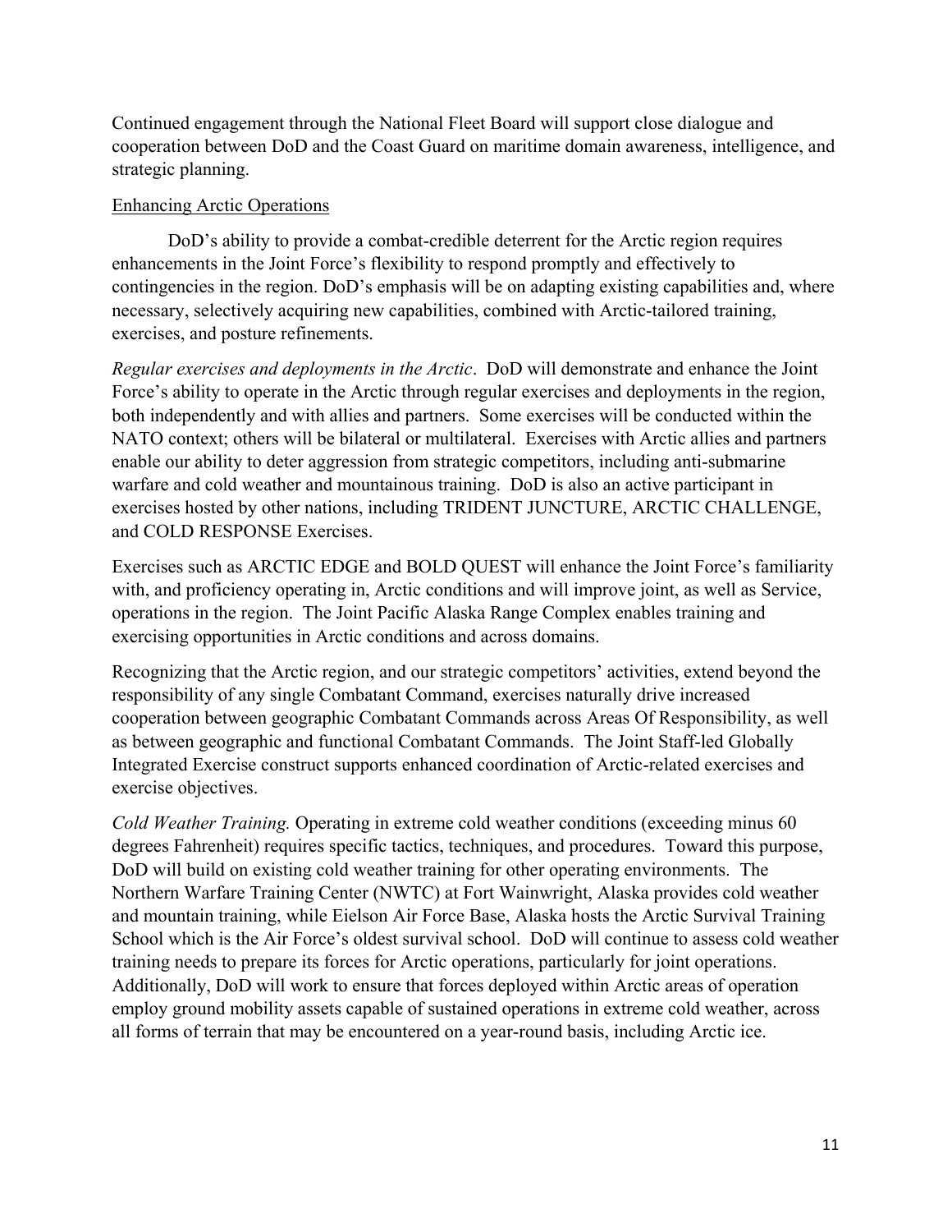Continued engagement through the National Fleet Board will support close dialogue and cooperation between DoD and the Coast Guard on maritime domain awareness, intelligence, and strategic planning.

### Enhancing Arctic Operations

DoD's ability to provide a combat-credible deterrent for the Arctic region requires enhancements in the Joint Force's flexibility to respond promptly and effectively to contingencies in the region. DoD's emphasis will be on adapting existing capabilities and, where necessary, selectively acquiring new capabilities, combined with Arctic-tailored training, exercises, and posture refinements.

*Regular exercises and deployments in the Arctic*. DoD will demonstrate and enhance the Joint Force's ability to operate in the Arctic through regular exercises and deployments in the region, both independently and with allies and partners. Some exercises will be conducted within the NATO context; others will be bilateral or multilateral. Exercises with Arctic allies and partners enable our ability to deter aggression from strategic competitors, including anti-submarine warfare and cold weather and mountainous training. DoD is also an active participant in exercises hosted by other nations, including TRIDENT JUNCTURE, ARCTIC CHALLENGE, and COLD RESPONSE Exercises.

Exercises such as ARCTIC EDGE and BOLD QUEST will enhance the Joint Force's familiarity with, and proficiency operating in, Arctic conditions and will improve joint, as well as Service, operations in the region. The Joint Pacific Alaska Range Complex enables training and exercising opportunities in Arctic conditions and across domains.

Recognizing that the Arctic region, and our strategic competitors' activities, extend beyond the responsibility of any single Combatant Command, exercises naturally drive increased cooperation between geographic Combatant Commands across Areas Of Responsibility, as well as between geographic and functional Combatant Commands. The Joint Staff-led Globally Integrated Exercise construct supports enhanced coordination of Arctic-related exercises and exercise objectives.

*Cold Weather Training.* Operating in extreme cold weather conditions (exceeding minus 60 degrees Fahrenheit) requires specific tactics, techniques, and procedures. Toward this purpose, DoD will build on existing cold weather training for other operating environments. The Northern Warfare Training Center (NWTC) at Fort Wainwright, Alaska provides cold weather and mountain training, while Eielson Air Force Base, Alaska hosts the Arctic Survival Training School which is the Air Force's oldest survival school. DoD will continue to assess cold weather training needs to prepare its forces for Arctic operations, particularly for joint operations. Additionally, DoD will work to ensure that forces deployed within Arctic areas of operation employ ground mobility assets capable of sustained operations in extreme cold weather, across all forms of terrain that may be encountered on a year-round basis, including Arctic ice.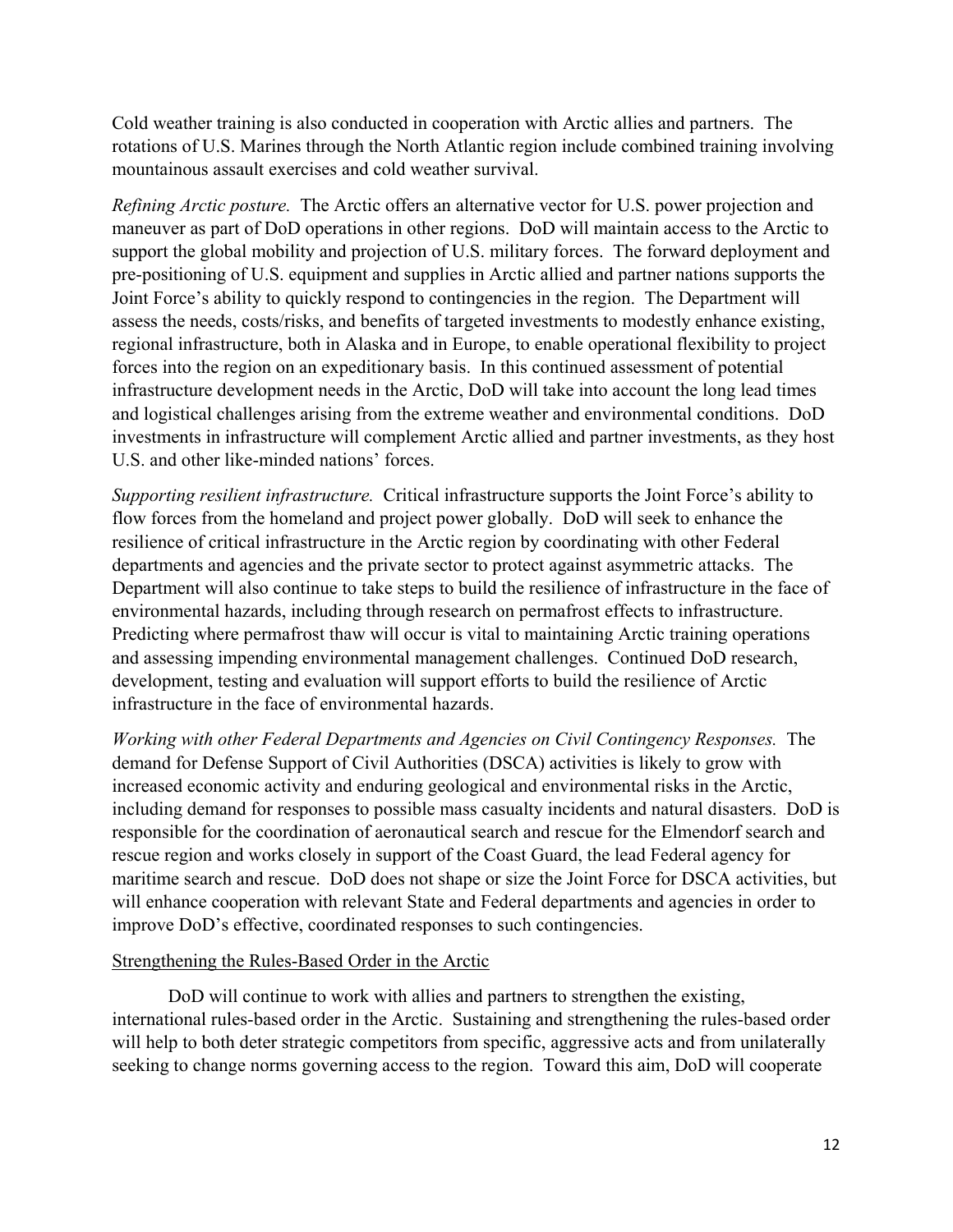Cold weather training is also conducted in cooperation with Arctic allies and partners. The rotations of U.S. Marines through the North Atlantic region include combined training involving mountainous assault exercises and cold weather survival.

*Refining Arctic posture.* The Arctic offers an alternative vector for U.S. power projection and maneuver as part of DoD operations in other regions. DoD will maintain access to the Arctic to support the global mobility and projection of U.S. military forces. The forward deployment and pre-positioning of U.S. equipment and supplies in Arctic allied and partner nations supports the Joint Force's ability to quickly respond to contingencies in the region. The Department will assess the needs, costs/risks, and benefits of targeted investments to modestly enhance existing, regional infrastructure, both in Alaska and in Europe, to enable operational flexibility to project forces into the region on an expeditionary basis. In this continued assessment of potential infrastructure development needs in the Arctic, DoD will take into account the long lead times and logistical challenges arising from the extreme weather and environmental conditions. DoD investments in infrastructure will complement Arctic allied and partner investments, as they host U.S. and other like-minded nations' forces.

*Supporting resilient infrastructure.* Critical infrastructure supports the Joint Force's ability to flow forces from the homeland and project power globally. DoD will seek to enhance the resilience of critical infrastructure in the Arctic region by coordinating with other Federal departments and agencies and the private sector to protect against asymmetric attacks. The Department will also continue to take steps to build the resilience of infrastructure in the face of environmental hazards, including through research on permafrost effects to infrastructure. Predicting where permafrost thaw will occur is vital to maintaining Arctic training operations and assessing impending environmental management challenges. Continued DoD research, development, testing and evaluation will support efforts to build the resilience of Arctic infrastructure in the face of environmental hazards.

*Working with other Federal Departments and Agencies on Civil Contingency Responses.* The demand for Defense Support of Civil Authorities (DSCA) activities is likely to grow with increased economic activity and enduring geological and environmental risks in the Arctic, including demand for responses to possible mass casualty incidents and natural disasters. DoD is responsible for the coordination of aeronautical search and rescue for the Elmendorf search and rescue region and works closely in support of the Coast Guard, the lead Federal agency for maritime search and rescue. DoD does not shape or size the Joint Force for DSCA activities, but will enhance cooperation with relevant State and Federal departments and agencies in order to improve DoD's effective, coordinated responses to such contingencies.

### Strengthening the Rules-Based Order in the Arctic

DoD will continue to work with allies and partners to strengthen the existing, international rules-based order in the Arctic. Sustaining and strengthening the rules-based order will help to both deter strategic competitors from specific, aggressive acts and from unilaterally seeking to change norms governing access to the region. Toward this aim, DoD will cooperate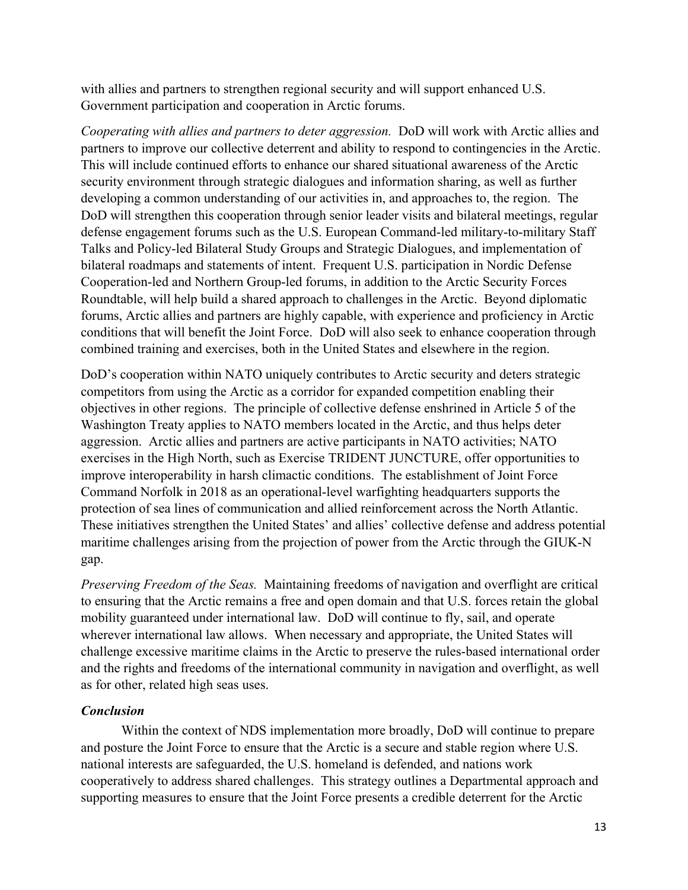with allies and partners to strengthen regional security and will support enhanced U.S. Government participation and cooperation in Arctic forums.

*Cooperating with allies and partners to deter aggression.* DoD will work with Arctic allies and partners to improve our collective deterrent and ability to respond to contingencies in the Arctic. This will include continued efforts to enhance our shared situational awareness of the Arctic security environment through strategic dialogues and information sharing, as well as further developing a common understanding of our activities in, and approaches to, the region. The DoD will strengthen this cooperation through senior leader visits and bilateral meetings, regular defense engagement forums such as the U.S. European Command-led military-to-military Staff Talks and Policy-led Bilateral Study Groups and Strategic Dialogues, and implementation of bilateral roadmaps and statements of intent. Frequent U.S. participation in Nordic Defense Cooperation-led and Northern Group-led forums, in addition to the Arctic Security Forces Roundtable, will help build a shared approach to challenges in the Arctic. Beyond diplomatic forums, Arctic allies and partners are highly capable, with experience and proficiency in Arctic conditions that will benefit the Joint Force. DoD will also seek to enhance cooperation through combined training and exercises, both in the United States and elsewhere in the region.

DoD's cooperation within NATO uniquely contributes to Arctic security and deters strategic competitors from using the Arctic as a corridor for expanded competition enabling their objectives in other regions. The principle of collective defense enshrined in Article 5 of the Washington Treaty applies to NATO members located in the Arctic, and thus helps deter aggression. Arctic allies and partners are active participants in NATO activities; NATO exercises in the High North, such as Exercise TRIDENT JUNCTURE, offer opportunities to improve interoperability in harsh climactic conditions. The establishment of Joint Force Command Norfolk in 2018 as an operational-level warfighting headquarters supports the protection of sea lines of communication and allied reinforcement across the North Atlantic. These initiatives strengthen the United States' and allies' collective defense and address potential maritime challenges arising from the projection of power from the Arctic through the GIUK-N gap.

*Preserving Freedom of the Seas.* Maintaining freedoms of navigation and overflight are critical to ensuring that the Arctic remains a free and open domain and that U.S. forces retain the global mobility guaranteed under international law. DoD will continue to fly, sail, and operate wherever international law allows. When necessary and appropriate, the United States will challenge excessive maritime claims in the Arctic to preserve the rules-based international order and the rights and freedoms of the international community in navigation and overflight, as well as for other, related high seas uses.

### *Conclusion*

Within the context of NDS implementation more broadly, DoD will continue to prepare and posture the Joint Force to ensure that the Arctic is a secure and stable region where U.S. national interests are safeguarded, the U.S. homeland is defended, and nations work cooperatively to address shared challenges. This strategy outlines a Departmental approach and supporting measures to ensure that the Joint Force presents a credible deterrent for the Arctic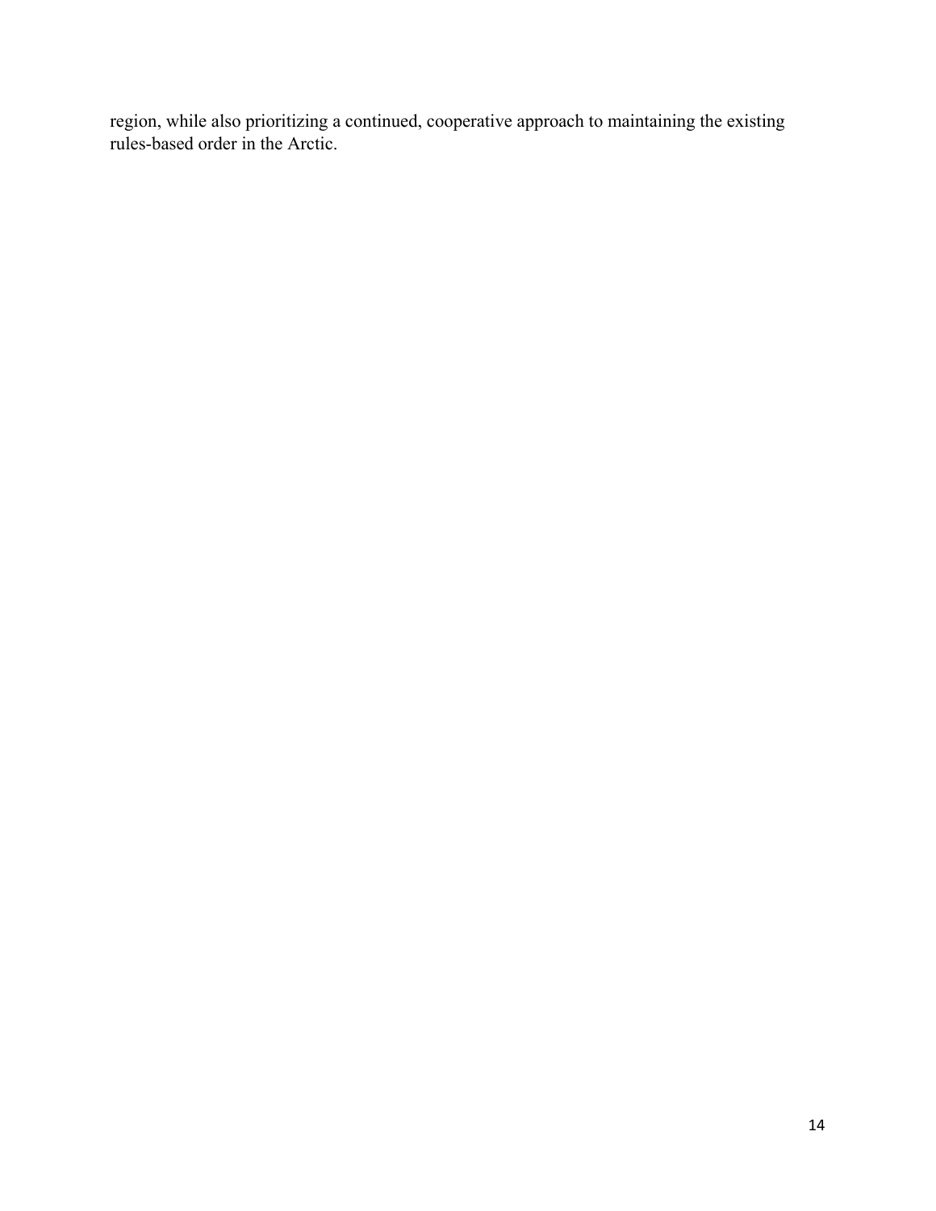region, while also prioritizing a continued, cooperative approach to maintaining the existing rules-based order in the Arctic.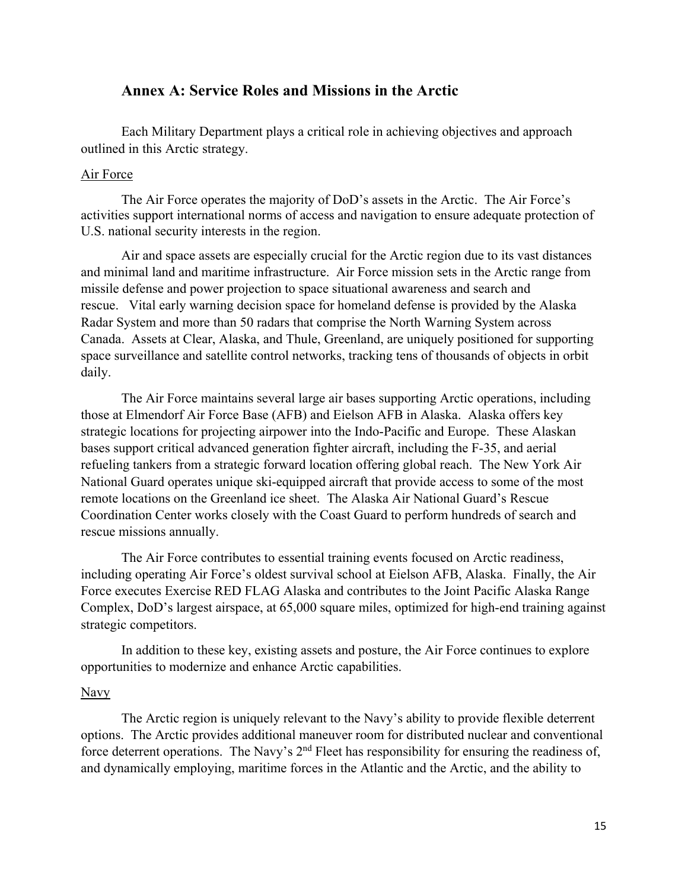## Annex A: Service Roles and Missions in the Arctic

Each Military Department plays a critical role in achieving objectives and approach outlined in this Arctic strategy.

### Air Force

The Air Force operates the majority of DoD's assets in the Arctic. The Air Force's activities support international norms of access and navigation to ensure adequate protection of U.S. national security interests in the region.

Air and space assets are especially crucial for the Arctic region due to its vast distances and minimal land and maritime infrastructure. Air Force mission sets in the Arctic range from missile defense and power projection to space situational awareness and search and rescue. Vital early warning decision space for homeland defense is provided by the Alaska Radar System and more than 50 radars that comprise the North Warning System across Canada. Assets at Clear, Alaska, and Thule, Greenland, are uniquely positioned for supporting space surveillance and satellite control networks, tracking tens of thousands of objects in orbit daily.

The Air Force maintains several large air bases supporting Arctic operations, including those at Elmendorf Air Force Base (AFB) and Eielson AFB in Alaska. Alaska offers key strategic locations for projecting airpower into the Indo-Pacific and Europe. These Alaskan bases support critical advanced generation fighter aircraft, including the F-35, and aerial refueling tankers from a strategic forward location offering global reach. The New York Air National Guard operates unique ski-equipped aircraft that provide access to some of the most remote locations on the Greenland ice sheet. The Alaska Air National Guard's Rescue Coordination Center works closely with the Coast Guard to perform hundreds of search and rescue missions annually.

The Air Force contributes to essential training events focused on Arctic readiness, including operating Air Force's oldest survival school at Eielson AFB, Alaska. Finally, the Air Force executes Exercise RED FLAG Alaska and contributes to the Joint Pacific Alaska Range Complex, DoD's largest airspace, at 65,000 square miles, optimized for high-end training against strategic competitors.

In addition to these key, existing assets and posture, the Air Force continues to explore opportunities to modernize and enhance Arctic capabilities.

### Navy

The Arctic region is uniquely relevant to the Navy's ability to provide flexible deterrent options. The Arctic provides additional maneuver room for distributed nuclear and conventional force deterrent operations. The Navy's 2nd Fleet has responsibility for ensuring the readiness of, and dynamically employing, maritime forces in the Atlantic and the Arctic, and the ability to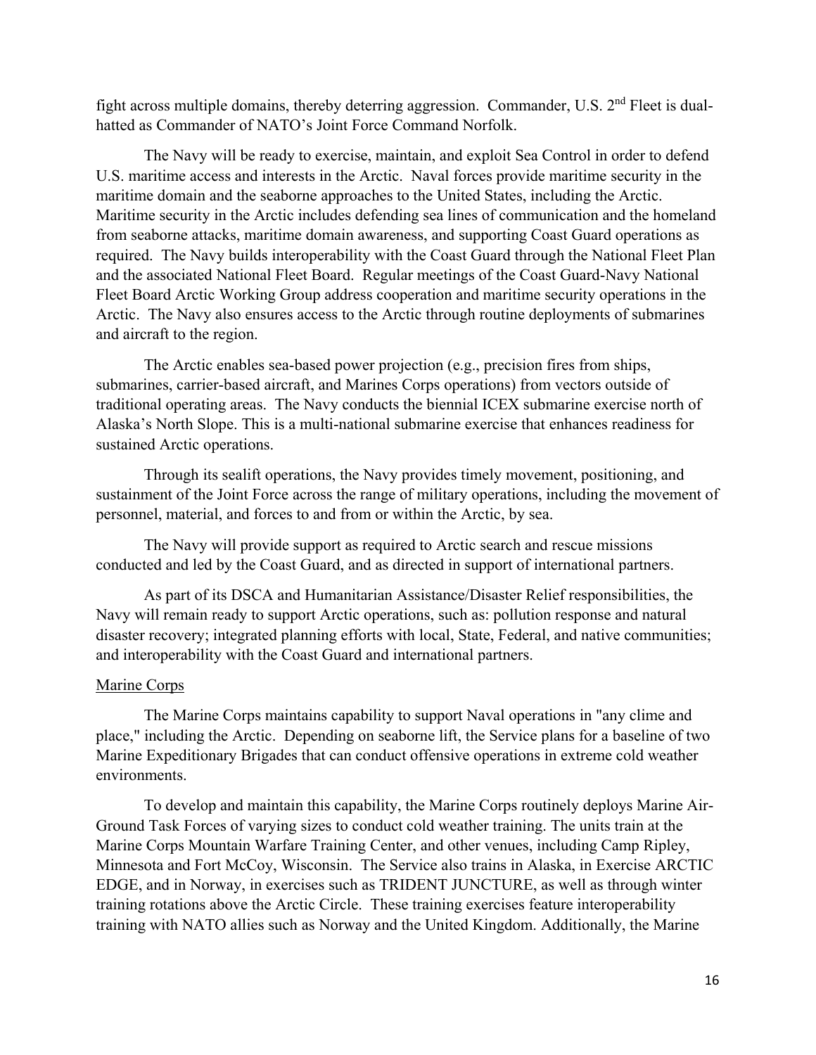fight across multiple domains, thereby deterring aggression. Commander, U.S. 2nd Fleet is dual-hatted as Commander of NATO's Joint Force Command Norfolk.

The Navy will be ready to exercise, maintain, and exploit Sea Control in order to defend U.S. maritime access and interests in the Arctic. Naval forces provide maritime security in the maritime domain and the seaborne approaches to the United States, including the Arctic. Maritime security in the Arctic includes defending sea lines of communication and the homeland from seaborne attacks, maritime domain awareness, and supporting Coast Guard operations as required. The Navy builds interoperability with the Coast Guard through the National Fleet Plan and the associated National Fleet Board. Regular meetings of the Coast Guard-Navy National Fleet Board Arctic Working Group address cooperation and maritime security operations in the Arctic. The Navy also ensures access to the Arctic through routine deployments of submarines and aircraft to the region.

The Arctic enables sea-based power projection (e.g., precision fires from ships, submarines, carrier-based aircraft, and Marines Corps operations) from vectors outside of traditional operating areas. The Navy conducts the biennial ICEX submarine exercise north of Alaska's North Slope. This is a multi-national submarine exercise that enhances readiness for sustained Arctic operations.

Through its sealift operations, the Navy provides timely movement, positioning, and sustainment of the Joint Force across the range of military operations, including the movement of personnel, material, and forces to and from or within the Arctic, by sea.

The Navy will provide support as required to Arctic search and rescue missions conducted and led by the Coast Guard, and as directed in support of international partners.

As part of its DSCA and Humanitarian Assistance/Disaster Relief responsibilities, the Navy will remain ready to support Arctic operations, such as: pollution response and natural disaster recovery; integrated planning efforts with local, State, Federal, and native communities; and interoperability with the Coast Guard and international partners.

Marine Corps

The Marine Corps maintains capability to support Naval operations in "any clime and place," including the Arctic. Depending on seaborne lift, the Service plans for a baseline of two Marine Expeditionary Brigades that can conduct offensive operations in extreme cold weather environments.

To develop and maintain this capability, the Marine Corps routinely deploys Marine Air-Ground Task Forces of varying sizes to conduct cold weather training. The units train at the Marine Corps Mountain Warfare Training Center, and other venues, including Camp Ripley, Minnesota and Fort McCoy, Wisconsin. The Service also trains in Alaska, in Exercise ARCTIC EDGE, and in Norway, in exercises such as TRIDENT JUNCTURE, as well as through winter training rotations above the Arctic Circle. These training exercises feature interoperability training with NATO allies such as Norway and the United Kingdom. Additionally, the Marine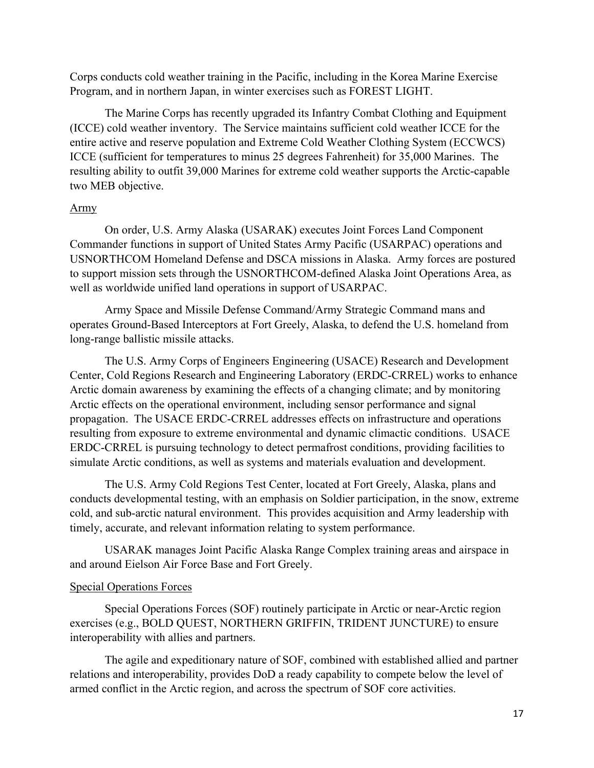Corps conducts cold weather training in the Pacific, including in the Korea Marine Exercise Program, and in northern Japan, in winter exercises such as FOREST LIGHT.

The Marine Corps has recently upgraded its Infantry Combat Clothing and Equipment (ICCE) cold weather inventory. The Service maintains sufficient cold weather ICCE for the entire active and reserve population and Extreme Cold Weather Clothing System (ECCWCS) ICCE (sufficient for temperatures to minus 25 degrees Fahrenheit) for 35,000 Marines. The resulting ability to outfit 39,000 Marines for extreme cold weather supports the Arctic-capable two MEB objective.

Army

On order, U.S. Army Alaska (USARAK) executes Joint Forces Land Component Commander functions in support of United States Army Pacific (USARPAC) operations and USNORTHCOM Homeland Defense and DSCA missions in Alaska. Army forces are postured to support mission sets through the USNORTHCOM-defined Alaska Joint Operations Area, as well as worldwide unified land operations in support of USARPAC.

Army Space and Missile Defense Command/Army Strategic Command mans and operates Ground-Based Interceptors at Fort Greely, Alaska, to defend the U.S. homeland from long-range ballistic missile attacks.

The U.S. Army Corps of Engineers Engineering (USACE) Research and Development Center, Cold Regions Research and Engineering Laboratory (ERDC-CRREL) works to enhance Arctic domain awareness by examining the effects of a changing climate; and by monitoring Arctic effects on the operational environment, including sensor performance and signal propagation. The USACE ERDC-CRREL addresses effects on infrastructure and operations resulting from exposure to extreme environmental and dynamic climactic conditions. USACE ERDC-CRREL is pursuing technology to detect permafrost conditions, providing facilities to simulate Arctic conditions, as well as systems and materials evaluation and development.

The U.S. Army Cold Regions Test Center, located at Fort Greely, Alaska, plans and conducts developmental testing, with an emphasis on Soldier participation, in the snow, extreme cold, and sub-arctic natural environment. This provides acquisition and Army leadership with timely, accurate, and relevant information relating to system performance.

USARAK manages Joint Pacific Alaska Range Complex training areas and airspace in and around Eielson Air Force Base and Fort Greely.

Special Operations Forces

Special Operations Forces (SOF) routinely participate in Arctic or near-Arctic region exercises (e.g., BOLD QUEST, NORTHERN GRIFFIN, TRIDENT JUNCTURE) to ensure interoperability with allies and partners.

The agile and expeditionary nature of SOF, combined with established allied and partner relations and interoperability, provides DoD a ready capability to compete below the level of armed conflict in the Arctic region, and across the spectrum of SOF core activities.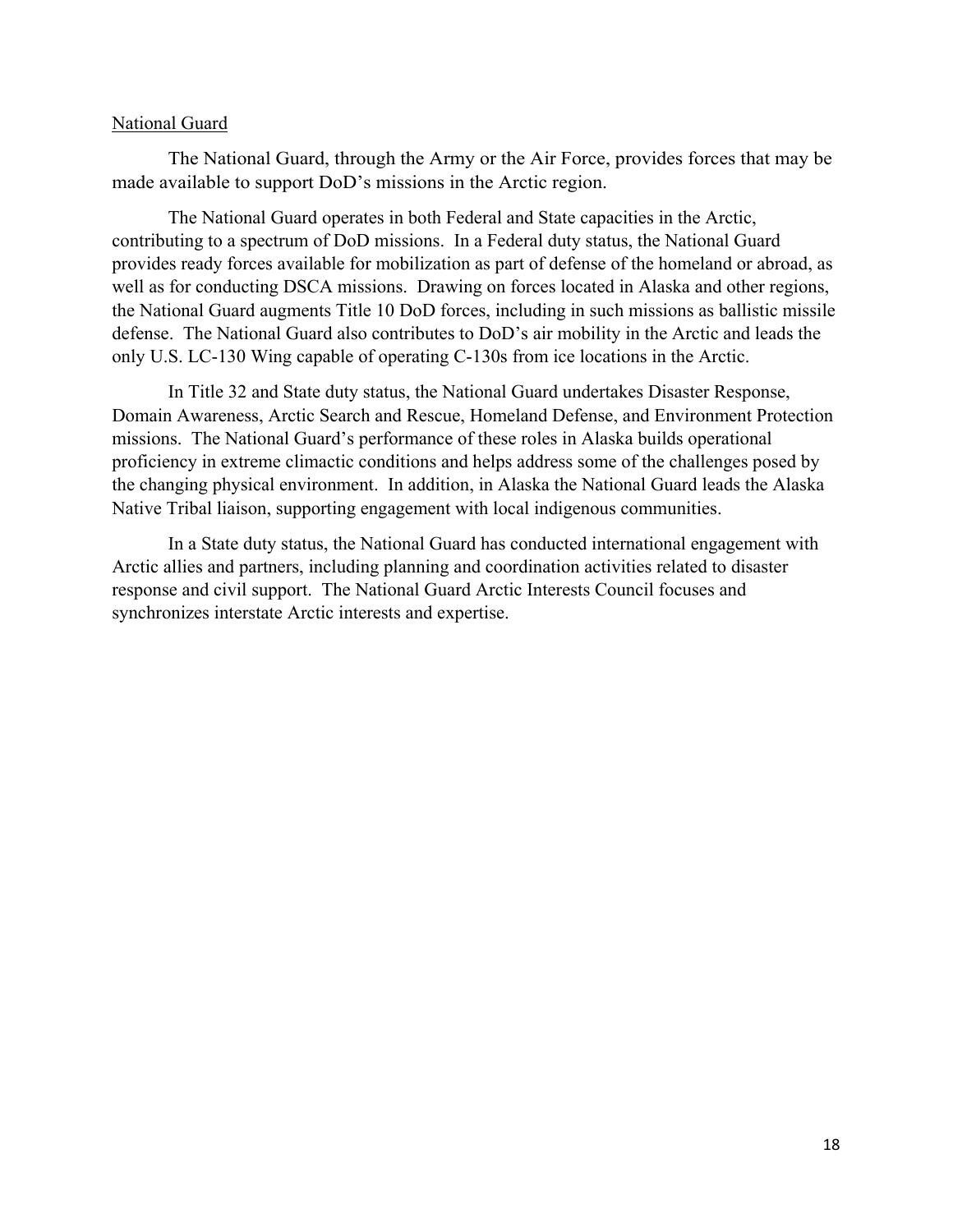National Guard

The National Guard, through the Army or the Air Force, provides forces that may be made available to support DoD's missions in the Arctic region.

The National Guard operates in both Federal and State capacities in the Arctic, contributing to a spectrum of DoD missions. In a Federal duty status, the National Guard provides ready forces available for mobilization as part of defense of the homeland or abroad, as well as for conducting DSCA missions. Drawing on forces located in Alaska and other regions, the National Guard augments Title 10 DoD forces, including in such missions as ballistic missile defense. The National Guard also contributes to DoD's air mobility in the Arctic and leads the only U.S. LC-130 Wing capable of operating C-130s from ice locations in the Arctic.

In Title 32 and State duty status, the National Guard undertakes Disaster Response, Domain Awareness, Arctic Search and Rescue, Homeland Defense, and Environment Protection missions. The National Guard's performance of these roles in Alaska builds operational proficiency in extreme climactic conditions and helps address some of the challenges posed by the changing physical environment. In addition, in Alaska the National Guard leads the Alaska Native Tribal liaison, supporting engagement with local indigenous communities.

In a State duty status, the National Guard has conducted international engagement with Arctic allies and partners, including planning and coordination activities related to disaster response and civil support. The National Guard Arctic Interests Council focuses and synchronizes interstate Arctic interests and expertise.